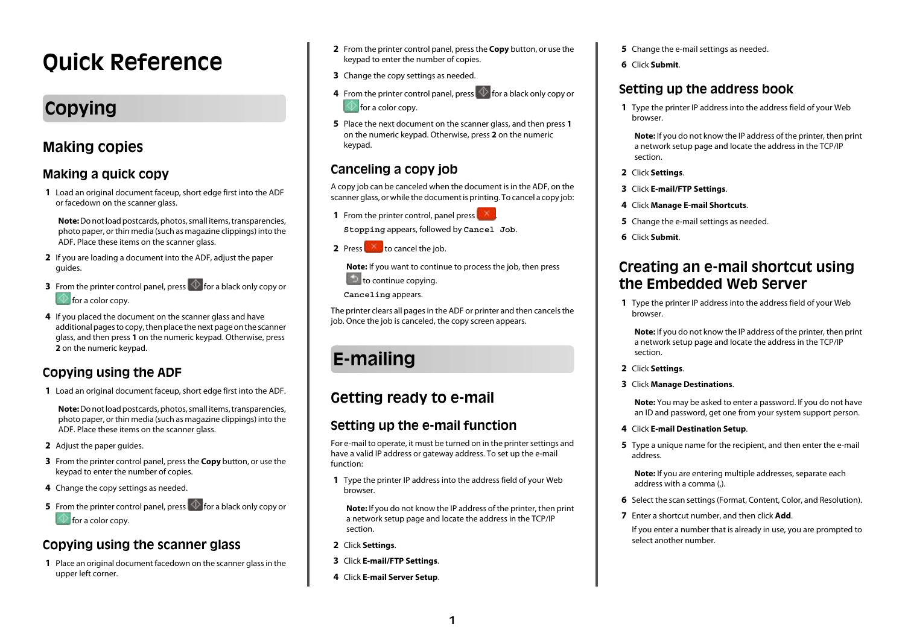# Quick Reference

## Copying

### Making copies

#### Making a quick copy

1. Load an original document faceup, short edge first into the ADF or facedown on the scanner glass.

   **Note:** Do not load postcards, photos, small items, transparencies, photo paper, or thin media (such as magazine clippings) into the ADF. Place these items on the scanner glass.

2. If you are loading a document into the ADF, adjust the paper guides.
3. From the printer control panel, press the Start button for a black only copy or for a color copy.
4. If you placed the document on the scanner glass and have additional pages to copy, then place the next page on the scanner glass, and then press **1** on the numeric keypad. Otherwise, press **2** on the numeric keypad.

### Copying using the ADF

1. Load an original document faceup, short edge first into the ADF.

   **Note:** Do not load postcards, photos, small items, transparencies, photo paper, or thin media (such as magazine clippings) into the ADF. Place these items on the scanner glass.

2. Adjust the paper guides.
3. From the printer control panel, press the **Copy** button, or use the keypad to enter the number of copies.
4. Change the copy settings as needed.
5. From the printer control panel, press the Start button for a black only copy or for a color copy.

### Copying using the scanner glass

1. Place an original document facedown on the scanner glass in the upper left corner.
2. From the printer control panel, press the **Copy** button, or use the keypad to enter the number of copies.
3. Change the copy settings as needed.
4. From the printer control panel, press the Start button for a black only copy or for a color copy.
5. Place the next document on the scanner glass, and then press **1** on the numeric keypad. Otherwise, press **2** on the numeric keypad.

### Canceling a copy job

A copy job can be canceled when the document is in the ADF, on the scanner glass, or while the document is printing. To cancel a copy job:

1. From the printer control, panel press the Stop button.

   `Stopping` appears, followed by `Cancel Job`.

2. Press the Stop button to cancel the job.

   **Note:** If you want to continue to process the job, then press the Back button to continue copying.

   `Canceling` appears.

The printer clears all pages in the ADF or printer and then cancels the job. Once the job is canceled, the copy screen appears.

## E-mailing

### Getting ready to e-mail

#### Setting up the e-mail function

For e-mail to operate, it must be turned on in the printer settings and have a valid IP address or gateway address. To set up the e-mail function:

1. Type the printer IP address into the address field of your Web browser.

   **Note:** If you do not know the IP address of the printer, then print a network setup page and locate the address in the TCP/IP section.

2. Click **Settings**.
3. Click **E-mail/FTP Settings**.
4. Click **E-mail Server Setup**.
5. Change the e-mail settings as needed.
6. Click **Submit**.

#### Setting up the address book

1. Type the printer IP address into the address field of your Web browser.

   **Note:** If you do not know the IP address of the printer, then print a network setup page and locate the address in the TCP/IP section.

2. Click **Settings**.
3. Click **E-mail/FTP Settings**.
4. Click **Manage E-mail Shortcuts**.
5. Change the e-mail settings as needed.
6. Click **Submit**.

### Creating an e-mail shortcut using the Embedded Web Server

1. Type the printer IP address into the address field of your Web browser.

   **Note:** If you do not know the IP address of the printer, then print a network setup page and locate the address in the TCP/IP section.

2. Click **Settings**.
3. Click **Manage Destinations**.

   **Note:** You may be asked to enter a password. If you do not have an ID and password, get one from your system support person.

4. Click **E-mail Destination Setup**.
5. Type a unique name for the recipient, and then enter the e-mail address.

   **Note:** If you are entering multiple addresses, separate each address with a comma (,).

6. Select the scan settings (Format, Content, Color, and Resolution).
7. Enter a shortcut number, and then click **Add**.

   If you enter a number that is already in use, you are prompted to select another number.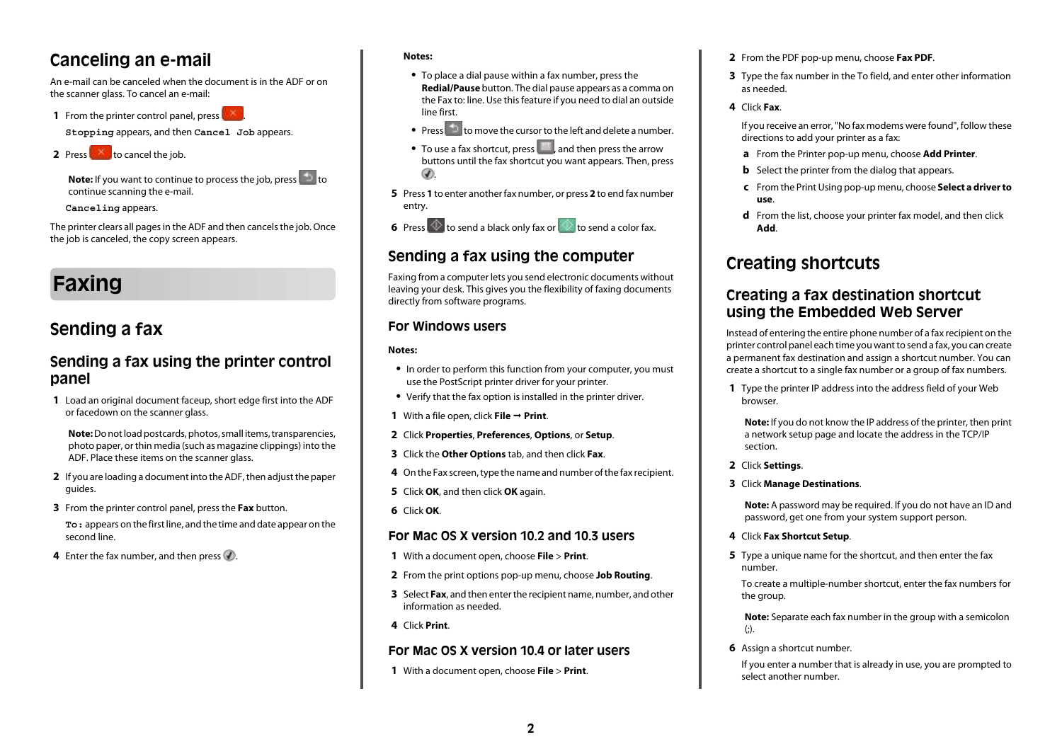## Canceling an e-mail

An e-mail can be canceled when the document is in the ADF or on the scanner glass. To cancel an e-mail:

1. From the printer control panel, press .

   `Stopping` appears, and then `Cancel Job` appears.

2. Press  to cancel the job.

   **Note:** If you want to continue to process the job, press  to continue scanning the e-mail.

   `Canceling` appears.

The printer clears all pages in the ADF and then cancels the job. Once the job is canceled, the copy screen appears.

# Faxing

## Sending a fax

### Sending a fax using the printer control panel

1. Load an original document faceup, short edge first into the ADF or facedown on the scanner glass.

   **Note:** Do not load postcards, photos, small items, transparencies, photo paper, or thin media (such as magazine clippings) into the ADF. Place these items on the scanner glass.

2. If you are loading a document into the ADF, then adjust the paper guides.
3. From the printer control panel, press the **Fax** button.

   `To:` appears on the first line, and the time and date appear on the second line.

4. Enter the fax number, and then press .

   **Notes:**

   - To place a dial pause within a fax number, press the **Redial/Pause** button. The dial pause appears as a comma on the Fax to: line. Use this feature if you need to dial an outside line first.
   - Press  to move the cursor to the left and delete a number.
   - To use a fax shortcut, press , and then press the arrow buttons until the fax shortcut you want appears. Then, press .

5. Press **1** to enter another fax number, or press **2** to end fax number entry.
6. Press  to send a black only fax or  to send a color fax.

### Sending a fax using the computer

Faxing from a computer lets you send electronic documents without leaving your desk. This gives you the flexibility of faxing documents directly from software programs.

#### For Windows users

**Notes:**

- In order to perform this function from your computer, you must use the PostScript printer driver for your printer.
- Verify that the fax option is installed in the printer driver.

1. With a file open, click **File** ➞ **Print**.
2. Click **Properties**, **Preferences**, **Options**, or **Setup**.
3. Click the **Other Options** tab, and then click **Fax**.
4. On the Fax screen, type the name and number of the fax recipient.
5. Click **OK**, and then click **OK** again.
6. Click **OK**.

#### For Mac OS X version 10.2 and 10.3 users

1. With a document open, choose **File** > **Print**.
2. From the print options pop-up menu, choose **Job Routing**.
3. Select **Fax**, and then enter the recipient name, number, and other information as needed.
4. Click **Print**.

#### For Mac OS X version 10.4 or later users

1. With a document open, choose **File** > **Print**.
2. From the PDF pop-up menu, choose **Fax PDF**.
3. Type the fax number in the To field, and enter other information as needed.
4. Click **Fax**.

   If you receive an error, "No fax modems were found", follow these directions to add your printer as a fax:

   a. From the Printer pop-up menu, choose **Add Printer**.

   b. Select the printer from the dialog that appears.

   c. From the Print Using pop-up menu, choose **Select a driver to use**.

   d. From the list, choose your printer fax model, and then click **Add**.

## Creating shortcuts

### Creating a fax destination shortcut using the Embedded Web Server

Instead of entering the entire phone number of a fax recipient on the printer control panel each time you want to send a fax, you can create a permanent fax destination and assign a shortcut number. You can create a shortcut to a single fax number or a group of fax numbers.

1. Type the printer IP address into the address field of your Web browser.

   **Note:** If you do not know the IP address of the printer, then print a network setup page and locate the address in the TCP/IP section.

2. Click **Settings**.
3. Click **Manage Destinations**.

   **Note:** A password may be required. If you do not have an ID and password, get one from your system support person.

4. Click **Fax Shortcut Setup**.
5. Type a unique name for the shortcut, and then enter the fax number.

   To create a multiple-number shortcut, enter the fax numbers for the group.

   **Note:** Separate each fax number in the group with a semicolon (;).

6. Assign a shortcut number.

   If you enter a number that is already in use, you are prompted to select another number.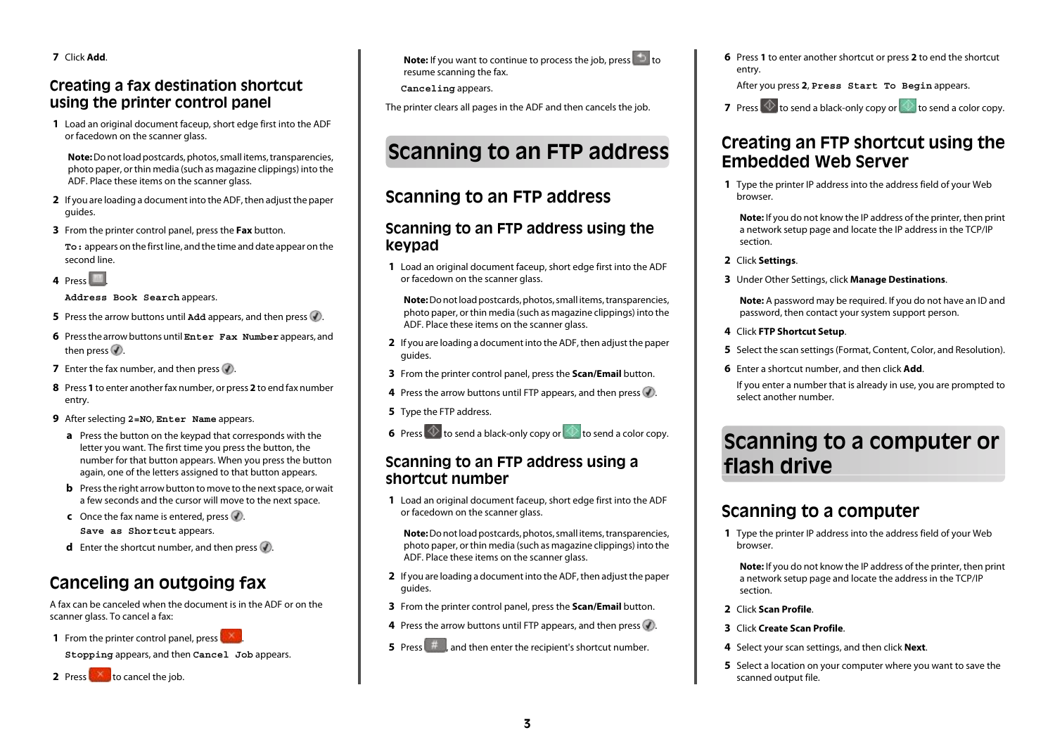7 Click **Add**.

## Creating a fax destination shortcut using the printer control panel

1 Load an original document faceup, short edge first into the ADF or facedown on the scanner glass.

**Note:** Do not load postcards, photos, small items, transparencies, photo paper, or thin media (such as magazine clippings) into the ADF. Place these items on the scanner glass.

2 If you are loading a document into the ADF, then adjust the paper guides.

3 From the printer control panel, press the **Fax** button.

`To:` appears on the first line, and the time and date appear on the second line.

4 Press .

`Address Book Search` appears.

5 Press the arrow buttons until `Add` appears, and then press .

6 Press the arrow buttons until `Enter Fax Number` appears, and then press .

7 Enter the fax number, and then press .

8 Press **1** to enter another fax number, or press **2** to end fax number entry.

9 After selecting `2=NO`, `Enter Name` appears.

a Press the button on the keypad that corresponds with the letter you want. The first time you press the button, the number for that button appears. When you press the button again, one of the letters assigned to that button appears.

b Press the right arrow button to move to the next space, or wait a few seconds and the cursor will move to the next space.

c Once the fax name is entered, press .

`Save as Shortcut` appears.

d Enter the shortcut number, and then press .

## Canceling an outgoing fax

A fax can be canceled when the document is in the ADF or on the scanner glass. To cancel a fax:

1 From the printer control panel, press .

`Stopping` appears, and then `Cancel Job` appears.

2 Press  to cancel the job.

**Note:** If you want to continue to process the job, press  to resume scanning the fax.

`Canceling` appears.

The printer clears all pages in the ADF and then cancels the job.

# Scanning to an FTP address

## Scanning to an FTP address

### Scanning to an FTP address using the keypad

1 Load an original document faceup, short edge first into the ADF or facedown on the scanner glass.

**Note:** Do not load postcards, photos, small items, transparencies, photo paper, or thin media (such as magazine clippings) into the ADF. Place these items on the scanner glass.

2 If you are loading a document into the ADF, then adjust the paper guides.

3 From the printer control panel, press the **Scan/Email** button.

4 Press the arrow buttons until FTP appears, and then press .

5 Type the FTP address.

6 Press  to send a black-only copy or  to send a color copy.

### Scanning to an FTP address using a shortcut number

1 Load an original document faceup, short edge first into the ADF or facedown on the scanner glass.

**Note:** Do not load postcards, photos, small items, transparencies, photo paper, or thin media (such as magazine clippings) into the ADF. Place these items on the scanner glass.

2 If you are loading a document into the ADF, then adjust the paper guides.

3 From the printer control panel, press the **Scan/Email** button.

4 Press the arrow buttons until FTP appears, and then press .

5 Press , and then enter the recipient's shortcut number.

6 Press **1** to enter another shortcut or press **2** to end the shortcut entry.

After you press **2**, `Press Start To Begin` appears.

7 Press  to send a black-only copy or  to send a color copy.

## Creating an FTP shortcut using the Embedded Web Server

1 Type the printer IP address into the address field of your Web browser.

**Note:** If you do not know the IP address of the printer, then print a network setup page and locate the IP address in the TCP/IP section.

2 Click **Settings**.

3 Under Other Settings, click **Manage Destinations**.

**Note:** A password may be required. If you do not have an ID and password, then contact your system support person.

4 Click **FTP Shortcut Setup**.

5 Select the scan settings (Format, Content, Color, and Resolution).

6 Enter a shortcut number, and then click **Add**.

If you enter a number that is already in use, you are prompted to select another number.

# Scanning to a computer or flash drive

## Scanning to a computer

1 Type the printer IP address into the address field of your Web browser.

**Note:** If you do not know the IP address of the printer, then print a network setup page and locate the address in the TCP/IP section.

2 Click **Scan Profile**.

3 Click **Create Scan Profile**.

4 Select your scan settings, and then click **Next**.

5 Select a location on your computer where you want to save the scanned output file.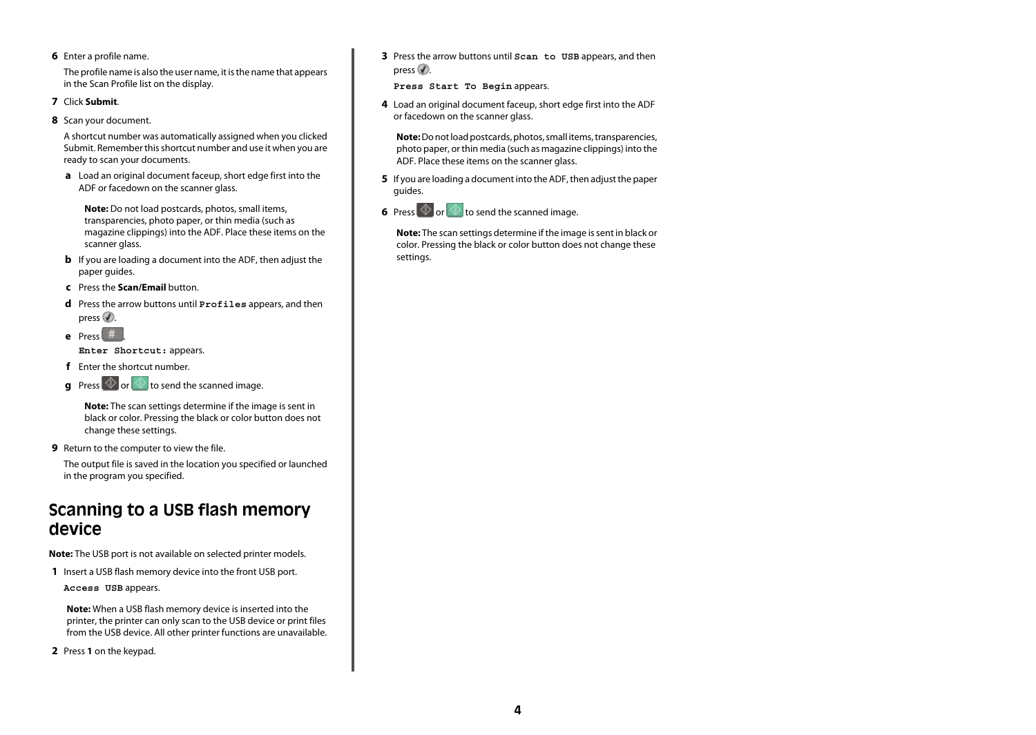6. Enter a profile name.

   The profile name is also the user name, it is the name that appears in the Scan Profile list on the display.

7. Click **Submit**.

8. Scan your document.

   A shortcut number was automatically assigned when you clicked Submit. Remember this shortcut number and use it when you are ready to scan your documents.

   a. Load an original document faceup, short edge first into the ADF or facedown on the scanner glass.

      **Note:** Do not load postcards, photos, small items, transparencies, photo paper, or thin media (such as magazine clippings) into the ADF. Place these items on the scanner glass.

   b. If you are loading a document into the ADF, then adjust the paper guides.

   c. Press the **Scan/Email** button.

   d. Press the arrow buttons until `Profiles` appears, and then press .

   e. Press .

      `Enter Shortcut:` appears.

   f. Enter the shortcut number.

   g. Press or to send the scanned image.

      **Note:** The scan settings determine if the image is sent in black or color. Pressing the black or color button does not change these settings.

9. Return to the computer to view the file.

   The output file is saved in the location you specified or launched in the program you specified.

## Scanning to a USB flash memory device

**Note:** The USB port is not available on selected printer models.

1. Insert a USB flash memory device into the front USB port.

   `Access USB` appears.

   **Note:** When a USB flash memory device is inserted into the printer, the printer can only scan to the USB device or print files from the USB device. All other printer functions are unavailable.

2. Press **1** on the keypad.

3. Press the arrow buttons until `Scan to USB` appears, and then press .

   `Press Start To Begin` appears.

4. Load an original document faceup, short edge first into the ADF or facedown on the scanner glass.

   **Note:** Do not load postcards, photos, small items, transparencies, photo paper, or thin media (such as magazine clippings) into the ADF. Place these items on the scanner glass.

5. If you are loading a document into the ADF, then adjust the paper guides.

6. Press or to send the scanned image.

   **Note:** The scan settings determine if the image is sent in black or color. Pressing the black or color button does not change these settings.